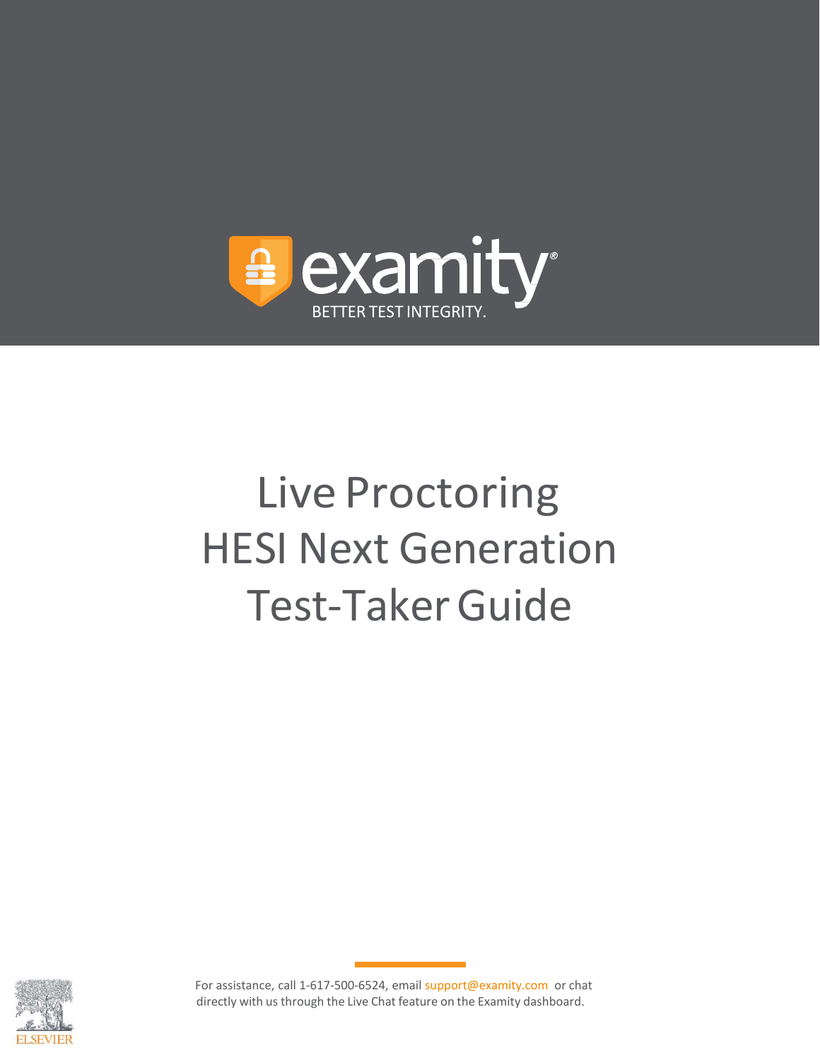examity®

BETTER TEST INTEGRITY.

# Live Proctoring HESI Next Generation Test-Taker Guide

For assistance, call 1-617-500-6524, email support@examity.com or chat directly with us through the Live Chat feature on the Examity dashboard.

ELSEVIER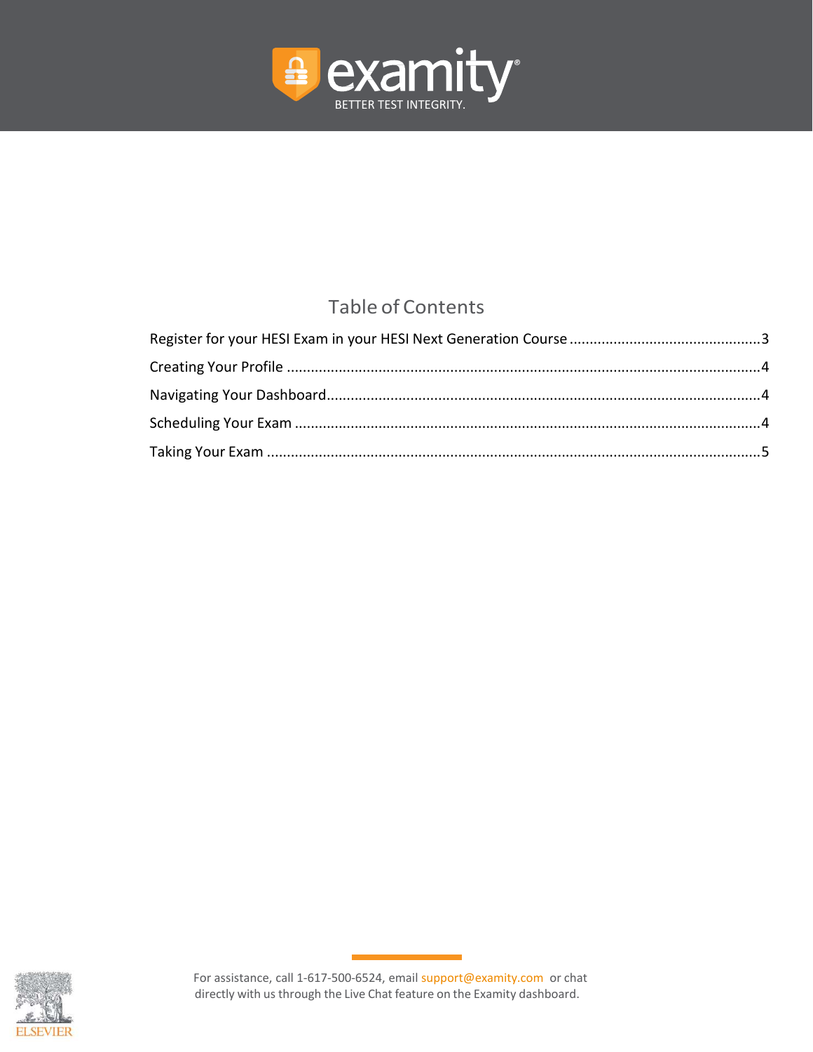## Table of Contents

Register for your HESI Exam in your HESI Next Generation Course ............................................... 3

Creating Your Profile ..................................................................................................................... 4

Navigating Your Dashboard ........................................................................................................... 4

Scheduling Your Exam ................................................................................................................... 4

Taking Your Exam .......................................................................................................................... 5

For assistance, call 1-617-500-6524, email support@examity.com or chat directly with us through the Live Chat feature on the Examity dashboard.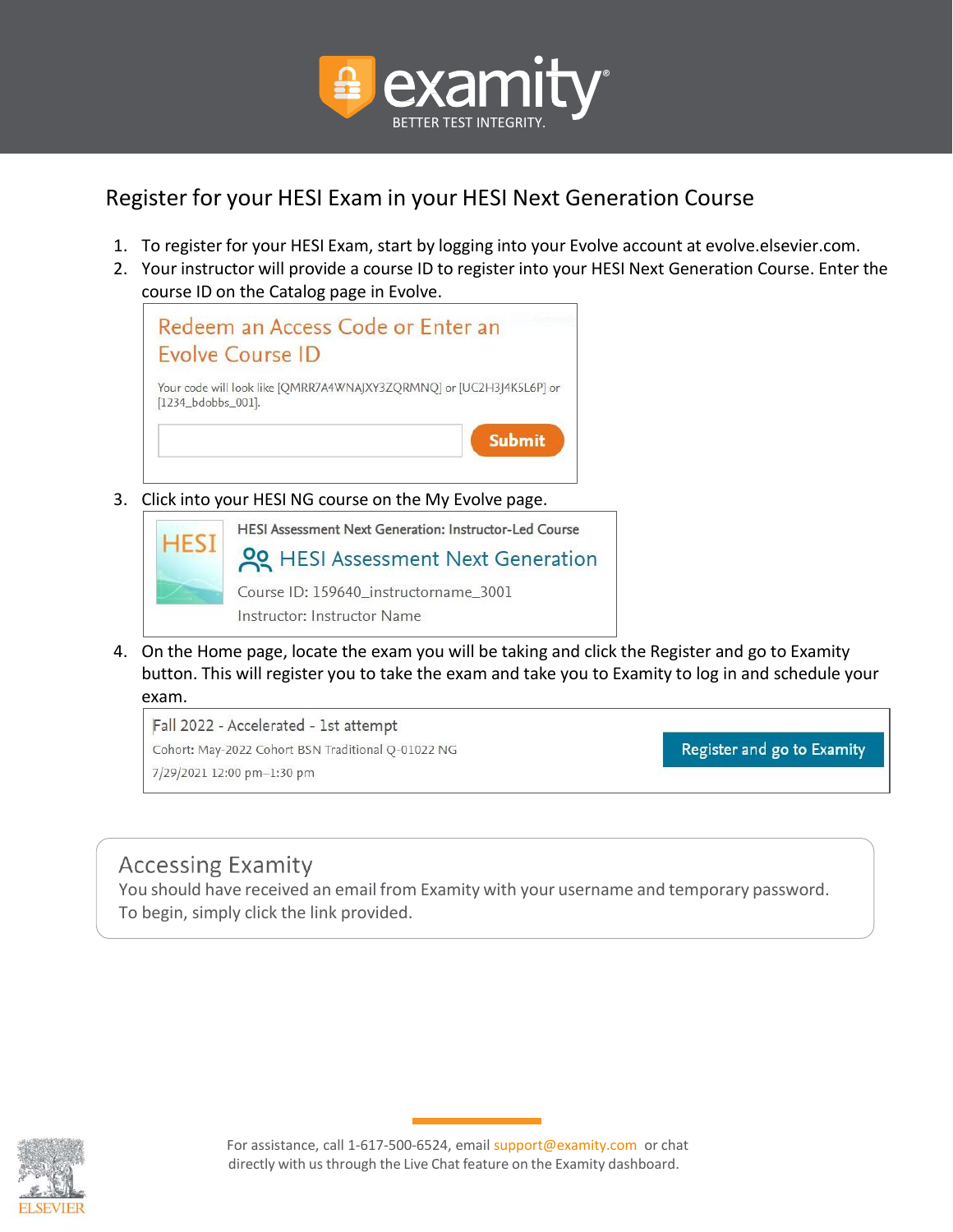# Register for your HESI Exam in your HESI Next Generation Course

1. To register for your HESI Exam, start by logging into your Evolve account at evolve.elsevier.com.
2. Your instructor will provide a course ID to register into your HESI Next Generation Course. Enter the course ID on the Catalog page in Evolve.

   **Redeem an Access Code or Enter an Evolve Course ID**

   Your code will look like [QMRR7A4WNAJXY3ZQRMNQ] or [UC2H3J4K5L6P] or [1234_bdobbs_001].

   Submit

3. Click into your HESI NG course on the My Evolve page.

   HESI Assessment Next Generation: Instructor-Led Course

   **HESI Assessment Next Generation**

   Course ID: 159640_instructorname_3001

   Instructor: Instructor Name

4. On the Home page, locate the exam you will be taking and click the Register and go to Examity button. This will register you to take the exam and take you to Examity to log in and schedule your exam.

   Fall 2022 - Accelerated - 1st attempt

   Cohort: May-2022 Cohort BSN Traditional Q-01022 NG

   7/29/2021 12:00 pm–1:30 pm

   Register and go to Examity

## Accessing Examity

You should have received an email from Examity with your username and temporary password. To begin, simply click the link provided.

For assistance, call 1-617-500-6524, email support@examity.com or chat directly with us through the Live Chat feature on the Examity dashboard.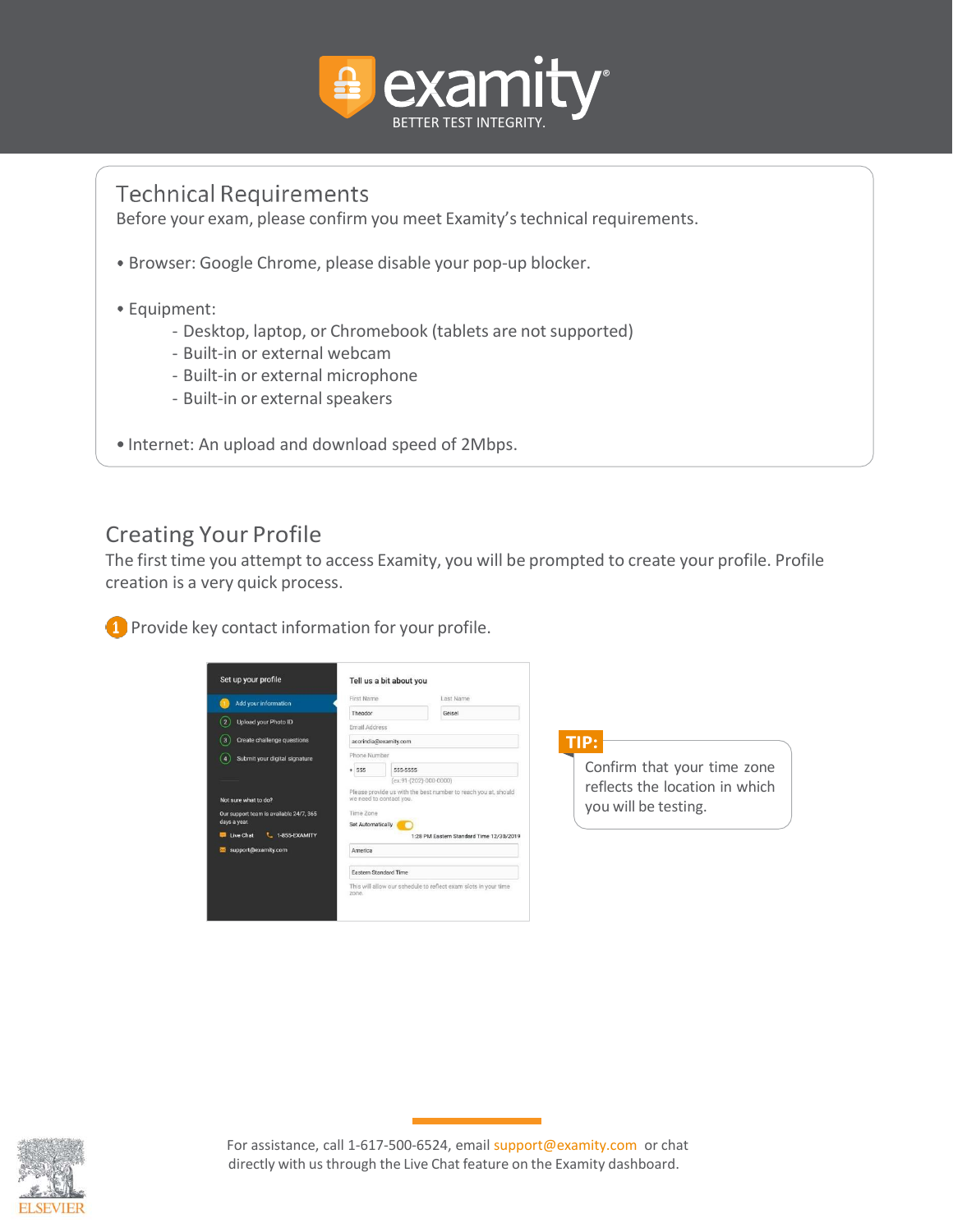## Technical Requirements

Before your exam, please confirm you meet Examity's technical requirements.

- Browser: Google Chrome, please disable your pop-up blocker.
- Equipment:
  - Desktop, laptop, or Chromebook (tablets are not supported)
  - Built-in or external webcam
  - Built-in or external microphone
  - Built-in or external speakers
- Internet: An upload and download speed of 2Mbps.

## Creating Your Profile

The first time you attempt to access Examity, you will be prompted to create your profile. Profile creation is a very quick process.

1. Provide key contact information for your profile.

**TIP:** Confirm that your time zone reflects the location in which you will be testing.

For assistance, call 1-617-500-6524, email support@examity.com or chat directly with us through the Live Chat feature on the Examity dashboard.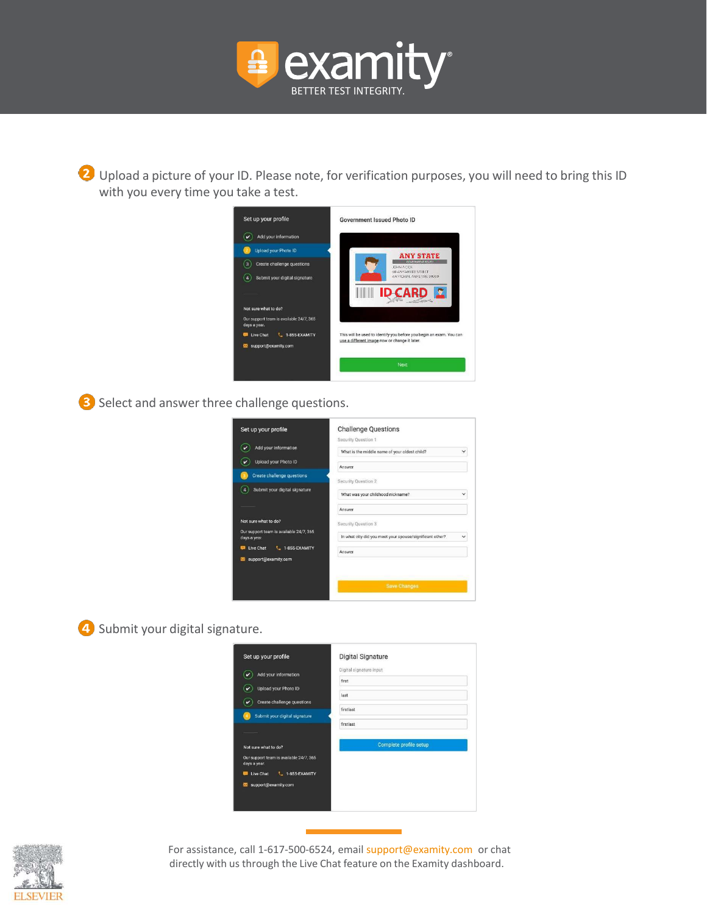examity®

BETTER TEST INTEGRITY.

2. Upload a picture of your ID. Please note, for verification purposes, you will need to bring this ID with you every time you take a test.

3. Select and answer three challenge questions.

4. Submit your digital signature.

For assistance, call 1-617-500-6524, email support@examity.com or chat directly with us through the Live Chat feature on the Examity dashboard.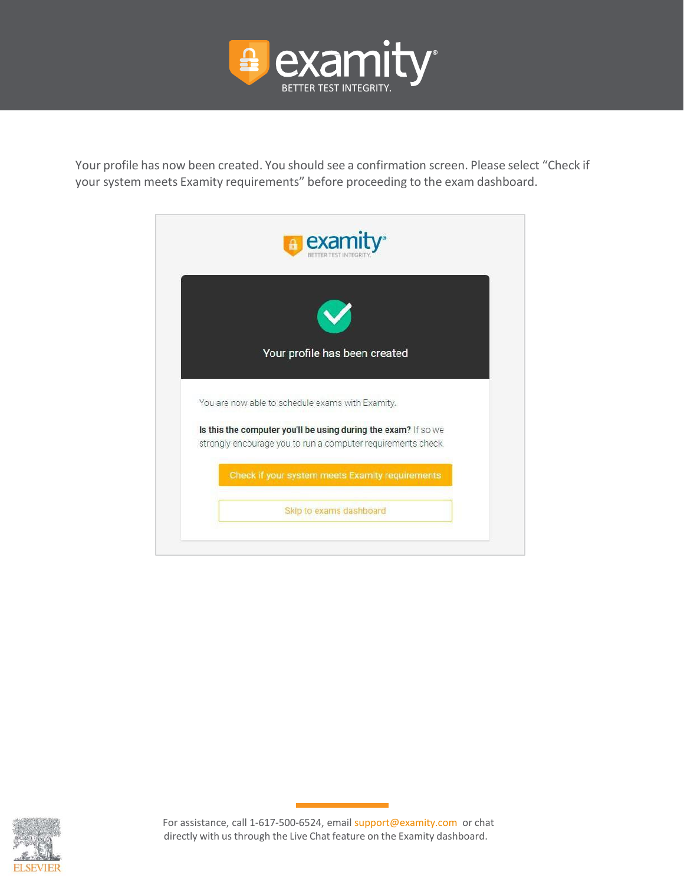Your profile has now been created. You should see a confirmation screen. Please select “Check if your system meets Examity requirements” before proceeding to the exam dashboard.

Your profile has been created

You are now able to schedule exams with Examity.

**Is this the computer you'll be using during the exam?** If so we strongly encourage you to run a computer requirements check.

Check if your system meets Examity requirements

Skip to exams dashboard

For assistance, call 1-617-500-6524, email support@examity.com or chat directly with us through the Live Chat feature on the Examity dashboard.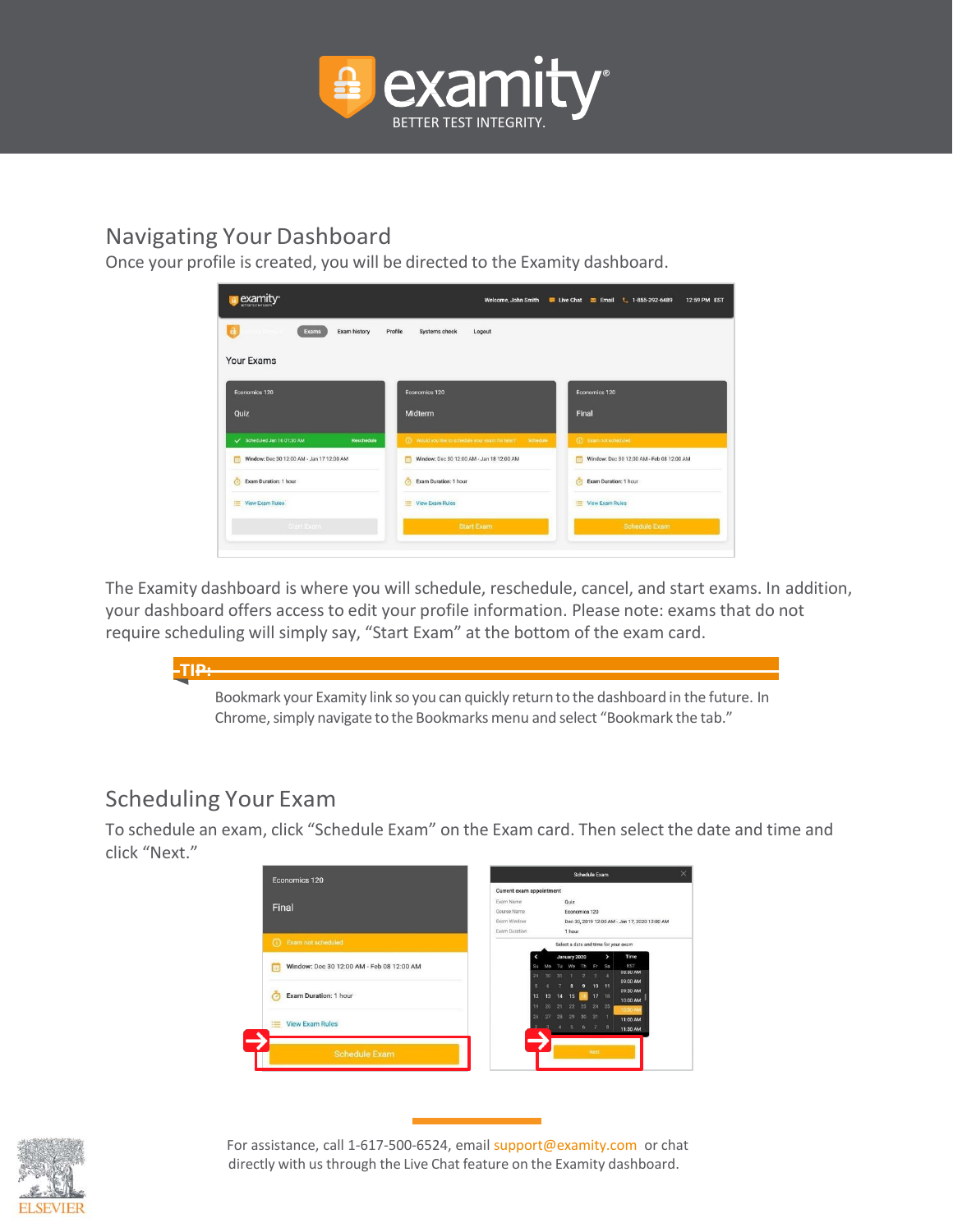## Navigating Your Dashboard

Once your profile is created, you will be directed to the Examity dashboard.

The Examity dashboard is where you will schedule, reschedule, cancel, and start exams. In addition, your dashboard offers access to edit your profile information. Please note: exams that do not require scheduling will simply say, "Start Exam" at the bottom of the exam card.

**TIP:**

Bookmark your Examity link so you can quickly return to the dashboard in the future. In Chrome, simply navigate to the Bookmarks menu and select "Bookmark the tab."

## Scheduling Your Exam

To schedule an exam, click "Schedule Exam" on the Exam card. Then select the date and time and click "Next."

For assistance, call 1-617-500-6524, email support@examity.com or chat directly with us through the Live Chat feature on the Examity dashboard.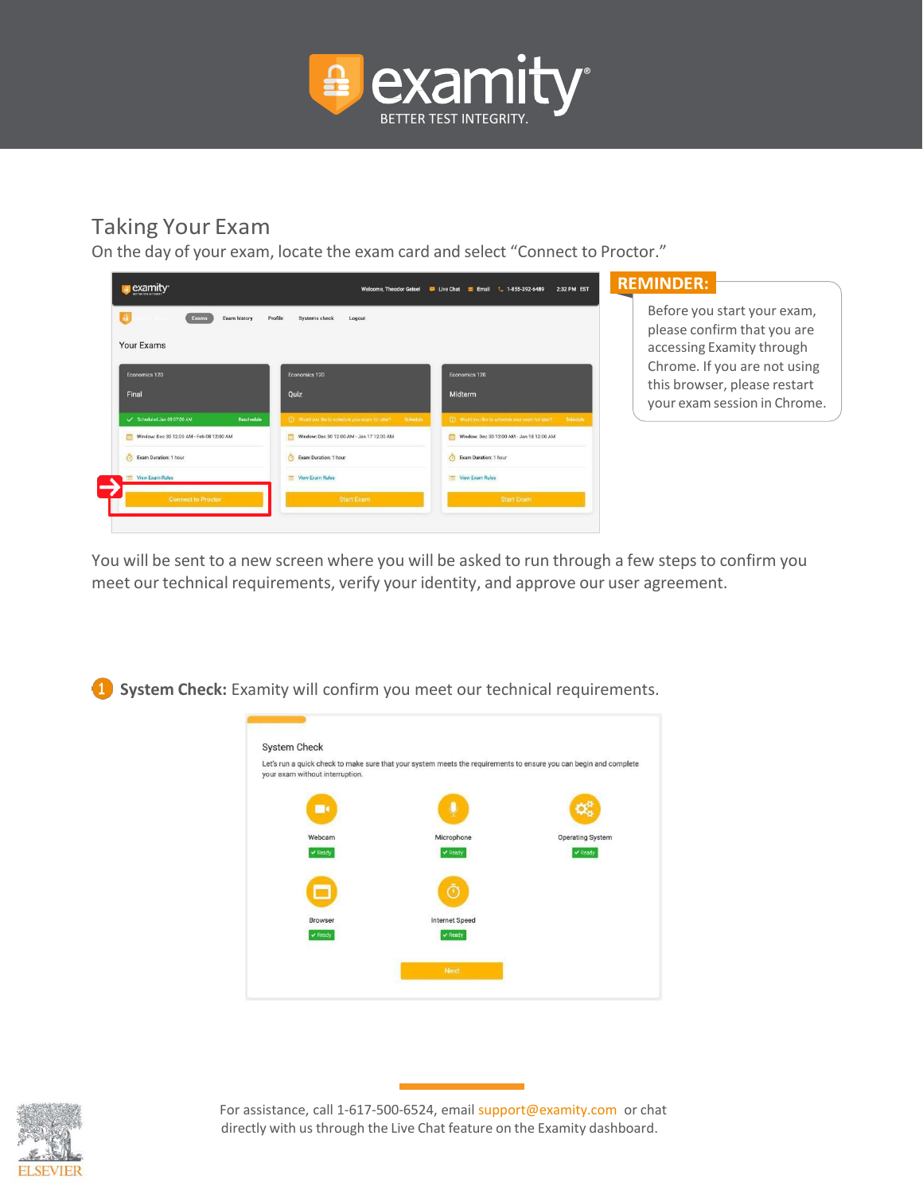## Taking Your Exam

On the day of your exam, locate the exam card and select "Connect to Proctor."

**REMINDER:**

Before you start your exam, please confirm that you are accessing Examity through Chrome. If you are not using this browser, please restart your exam session in Chrome.

You will be sent to a new screen where you will be asked to run through a few steps to confirm you meet our technical requirements, verify your identity, and approve our user agreement.

1. **System Check:** Examity will confirm you meet our technical requirements.

For assistance, call 1-617-500-6524, email support@examity.com or chat directly with us through the Live Chat feature on the Examity dashboard.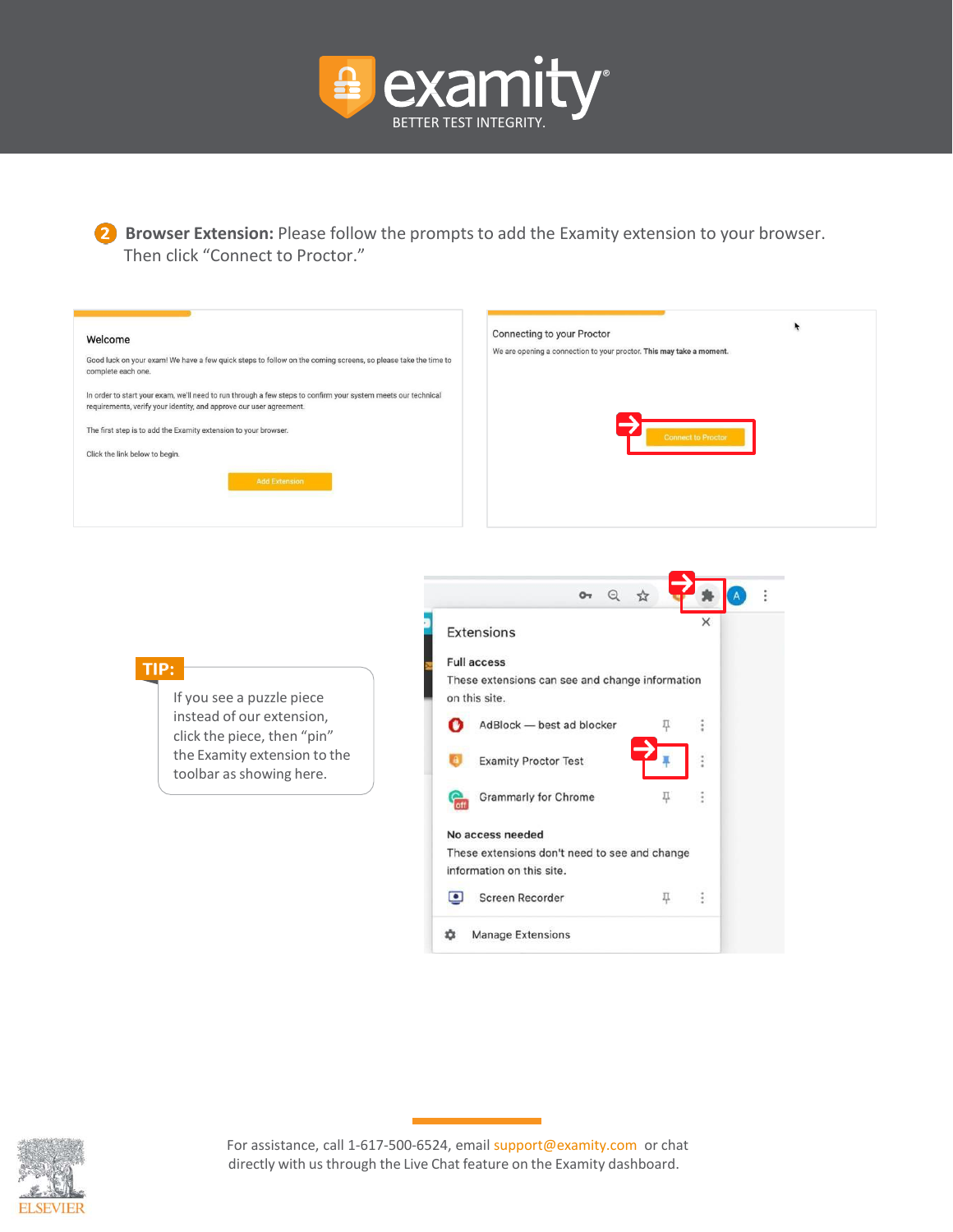**2 Browser Extension:** Please follow the prompts to add the Examity extension to your browser. Then click "Connect to Proctor."

Welcome

Good luck on your exam! We have a few quick steps to follow on the coming screens, so please take the time to complete each one.

In order to start your exam, we'll need to run through a few steps to confirm your system meets our technical requirements, verify your identity, and approve our user agreement.

The first step is to add the Examity extension to your browser.

Click the link below to begin.

Add Extension

Connecting to your Proctor

We are opening a connection to your proctor. This may take a moment.

Connect to Proctor

**TIP:**

If you see a puzzle piece instead of our extension, click the piece, then "pin" the Examity extension to the toolbar as showing here.

Extensions

Full access

These extensions can see and change information on this site.

AdBlock — best ad blocker

Examity Proctor Test

Grammarly for Chrome

No access needed

These extensions don't need to see and change information on this site.

Screen Recorder

Manage Extensions

For assistance, call 1-617-500-6524, email support@examity.com or chat directly with us through the Live Chat feature on the Examity dashboard.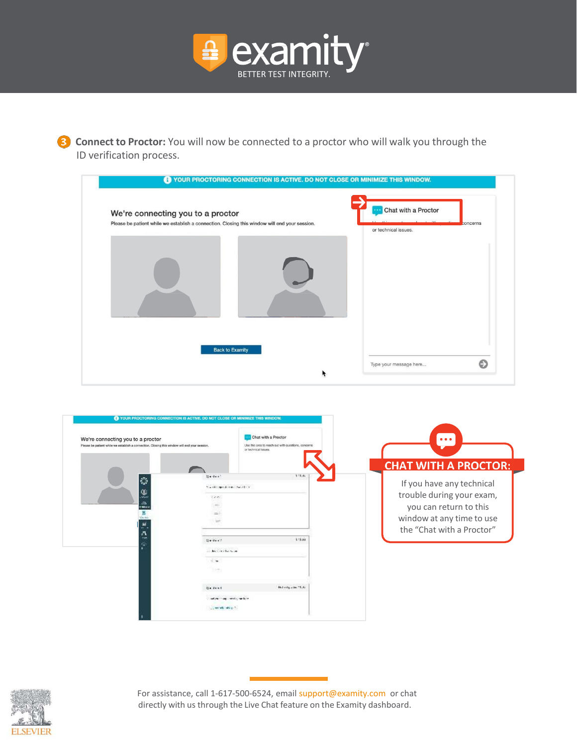**3 Connect to Proctor:** You will now be connected to a proctor who will walk you through the ID verification process.

YOUR PROCTORING CONNECTION IS ACTIVE. DO NOT CLOSE OR MINIMIZE THIS WINDOW.

We're connecting you to a proctor

Please be patient while we establish a connection. Closing this window will end your session.

Back to Examity

Chat with a Proctor

Type your message here...

**CHAT WITH A PROCTOR:**

If you have any technical trouble during your exam, you can return to this window at any time to use the "Chat with a Proctor"

For assistance, call 1-617-500-6524, email support@examity.com or chat directly with us through the Live Chat feature on the Examity dashboard.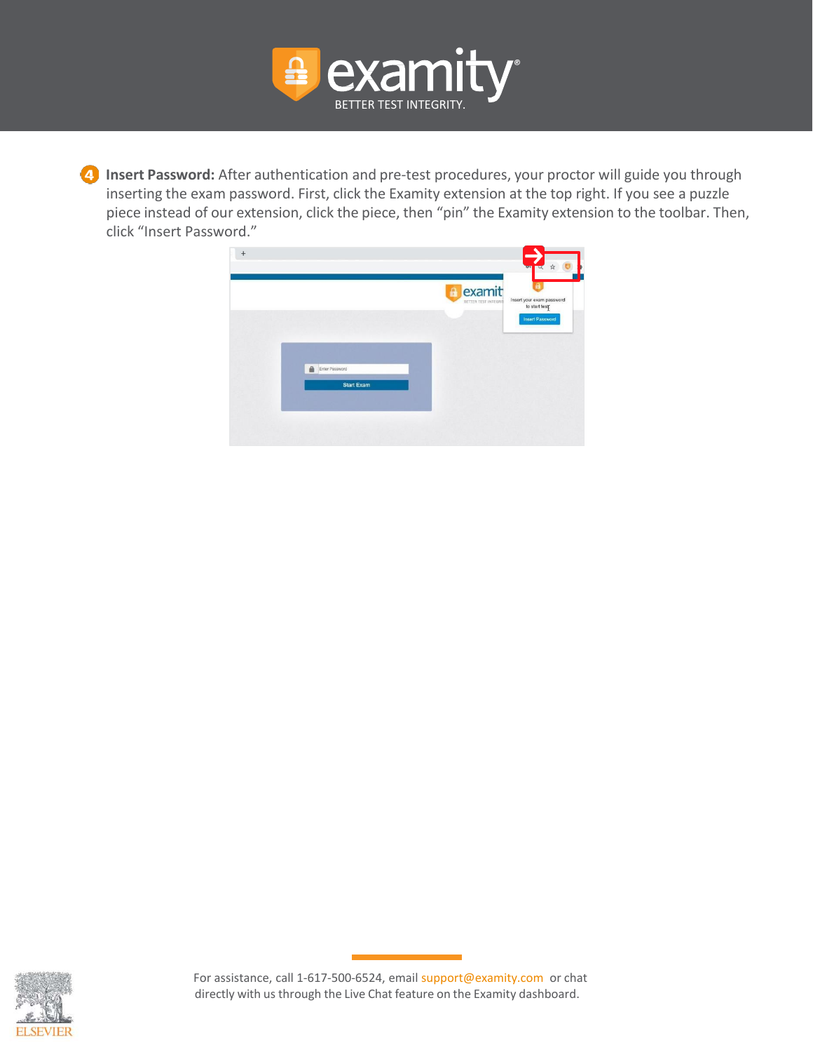**4 Insert Password:** After authentication and pre-test procedures, your proctor will guide you through inserting the exam password. First, click the Examity extension at the top right. If you see a puzzle piece instead of our extension, click the piece, then “pin” the Examity extension to the toolbar. Then, click “Insert Password.”

For assistance, call 1-617-500-6524, email support@examity.com or chat directly with us through the Live Chat feature on the Examity dashboard.